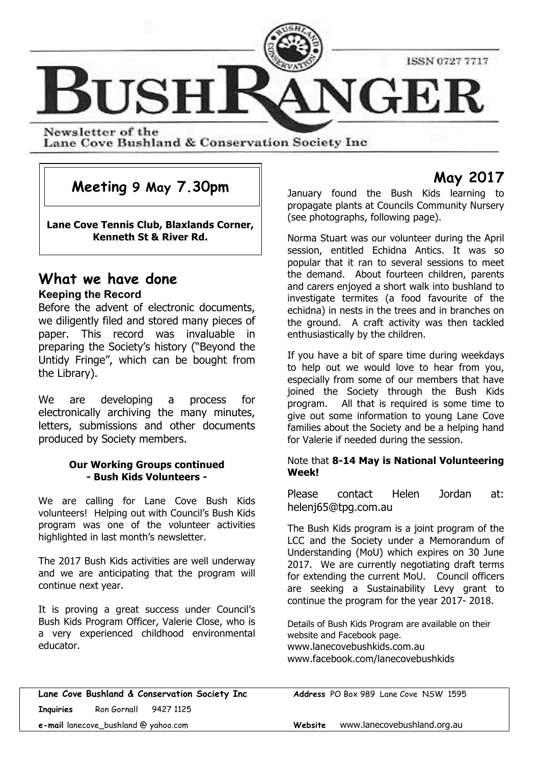# BUSHRANGER

ISSN 0727 7717

Newsletter of the
Lane Cove Bushland & Conservation Society Inc

## Meeting 9 May 7.30pm

**Lane Cove Tennis Club, Blaxlands Corner, Kenneth St & River Rd.**

## What we have done

### Keeping the Record

Before the advent of electronic documents, we diligently filed and stored many pieces of paper. This record was invaluable in preparing the Society's history ("Beyond the Untidy Fringe", which can be bought from the Library).

We are developing a process for electronically archiving the many minutes, letters, submissions and other documents produced by Society members.

#### Our Working Groups continued - Bush Kids Volunteers -

We are calling for Lane Cove Bush Kids volunteers! Helping out with Council's Bush Kids program was one of the volunteer activities highlighted in last month's newsletter.

The 2017 Bush Kids activities are well underway and we are anticipating that the program will continue next year.

It is proving a great success under Council's Bush Kids Program Officer, Valerie Close, who is a very experienced childhood environmental educator.

## May 2017

January found the Bush Kids learning to propagate plants at Councils Community Nursery (see photographs, following page).

Norma Stuart was our volunteer during the April session, entitled Echidna Antics. It was so popular that it ran to several sessions to meet the demand. About fourteen children, parents and carers enjoyed a short walk into bushland to investigate termites (a food favourite of the echidna) in nests in the trees and in branches on the ground. A craft activity was then tackled enthusiastically by the children.

If you have a bit of spare time during weekdays to help out we would love to hear from you, especially from some of our members that have joined the Society through the Bush Kids program. All that is required is some time to give out some information to young Lane Cove families about the Society and be a helping hand for Valerie if needed during the session.

Note that **8-14 May is National Volunteering Week!**

Please contact Helen Jordan at: helenj65@tpg.com.au

The Bush Kids program is a joint program of the LCC and the Society under a Memorandum of Understanding (MoU) which expires on 30 June 2017. We are currently negotiating draft terms for extending the current MoU. Council officers are seeking a Sustainability Levy grant to continue the program for the year 2017- 2018.

Details of Bush Kids Program are available on their website and Facebook page.
www.lanecovebushkids.com.au
www.facebook.com/lanecovebushkids

---

**Lane Cove Bushland & Conservation Society Inc** **Address** PO Box 989 Lane Cove NSW 1595

**Inquiries** Ron Gornall 9427 1125

**e-mail** lanecove_bushland @ yahoo.com **Website** www.lanecovebushland.org.au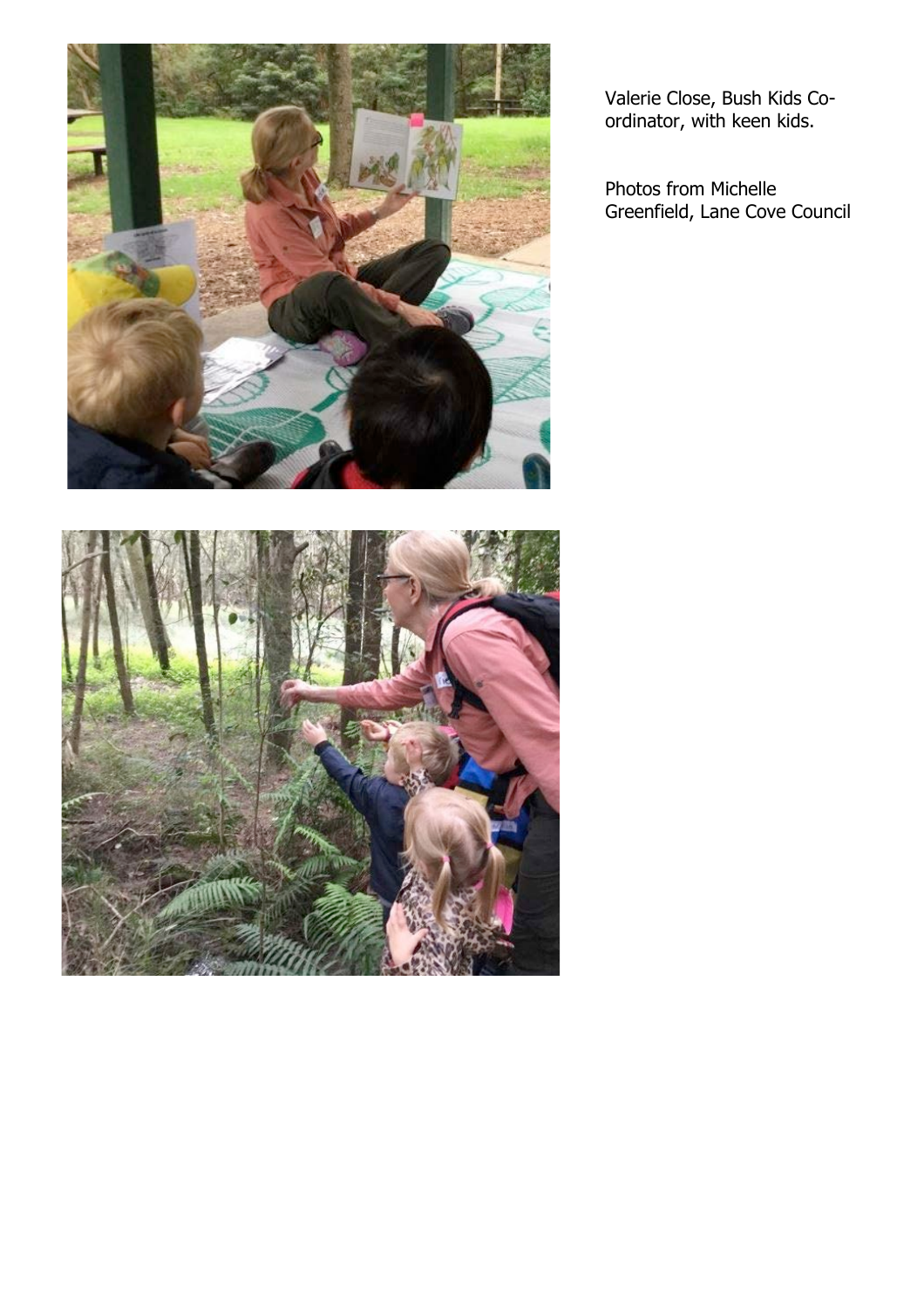Valerie Close, Bush Kids Co-ordinator, with keen kids.

Photos from Michelle Greenfield, Lane Cove Council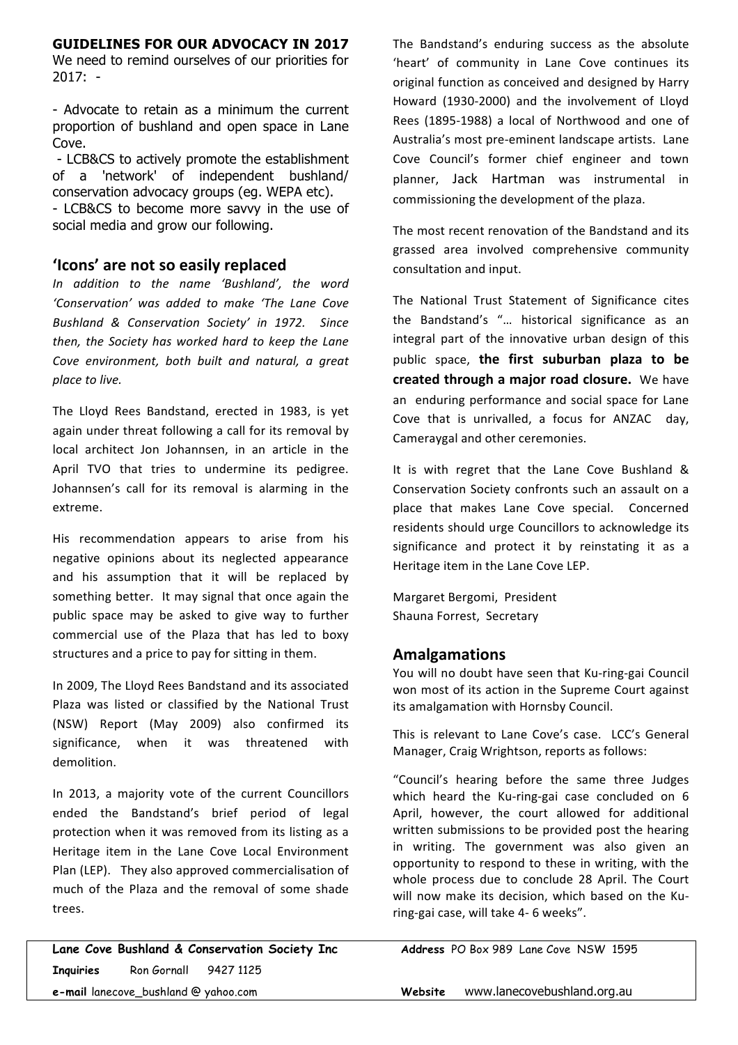**GUIDELINES FOR OUR ADVOCACY IN 2017**

We need to remind ourselves of our priorities for 2017: -

- Advocate to retain as a minimum the current proportion of bushland and open space in Lane Cove.
- LCB&CS to actively promote the establishment of a 'network' of independent bushland/ conservation advocacy groups (eg. WEPA etc).
- LCB&CS to become more savvy in the use of social media and grow our following.

## 'Icons' are not so easily replaced

*In addition to the name 'Bushland', the word 'Conservation' was added to make 'The Lane Cove Bushland & Conservation Society' in 1972. Since then, the Society has worked hard to keep the Lane Cove environment, both built and natural, a great place to live.*

The Lloyd Rees Bandstand, erected in 1983, is yet again under threat following a call for its removal by local architect Jon Johannsen, in an article in the April TVO that tries to undermine its pedigree. Johannsen's call for its removal is alarming in the extreme.

His recommendation appears to arise from his negative opinions about its neglected appearance and his assumption that it will be replaced by something better. It may signal that once again the public space may be asked to give way to further commercial use of the Plaza that has led to boxy structures and a price to pay for sitting in them.

In 2009, The Lloyd Rees Bandstand and its associated Plaza was listed or classified by the National Trust (NSW) Report (May 2009) also confirmed its significance, when it was threatened with demolition.

In 2013, a majority vote of the current Councillors ended the Bandstand's brief period of legal protection when it was removed from its listing as a Heritage item in the Lane Cove Local Environment Plan (LEP). They also approved commercialisation of much of the Plaza and the removal of some shade trees.

The Bandstand's enduring success as the absolute 'heart' of community in Lane Cove continues its original function as conceived and designed by Harry Howard (1930-2000) and the involvement of Lloyd Rees (1895-1988) a local of Northwood and one of Australia's most pre-eminent landscape artists. Lane Cove Council's former chief engineer and town planner, Jack Hartman was instrumental in commissioning the development of the plaza.

The most recent renovation of the Bandstand and its grassed area involved comprehensive community consultation and input.

The National Trust Statement of Significance cites the Bandstand's "… historical significance as an integral part of the innovative urban design of this public space, **the first suburban plaza to be created through a major road closure.** We have an enduring performance and social space for Lane Cove that is unrivalled, a focus for ANZAC day, Cameraygal and other ceremonies.

It is with regret that the Lane Cove Bushland & Conservation Society confronts such an assault on a place that makes Lane Cove special. Concerned residents should urge Councillors to acknowledge its significance and protect it by reinstating it as a Heritage item in the Lane Cove LEP.

Margaret Bergomi, President
Shauna Forrest, Secretary

## Amalgamations

You will no doubt have seen that Ku-ring-gai Council won most of its action in the Supreme Court against its amalgamation with Hornsby Council.

This is relevant to Lane Cove's case. LCC's General Manager, Craig Wrightson, reports as follows:

"Council's hearing before the same three Judges which heard the Ku-ring-gai case concluded on 6 April, however, the court allowed for additional written submissions to be provided post the hearing in writing. The government was also given an opportunity to respond to these in writing, with the whole process due to conclude 28 April. The Court will now make its decision, which based on the Ku-ring-gai case, will take 4- 6 weeks".

**Lane Cove Bushland & Conservation Society Inc** **Address** PO Box 989 Lane Cove NSW 1595
**Inquiries** Ron Gornall 9427 1125
**e-mail** lanecove_bushland @ yahoo.com **Website** www.lanecovebushland.org.au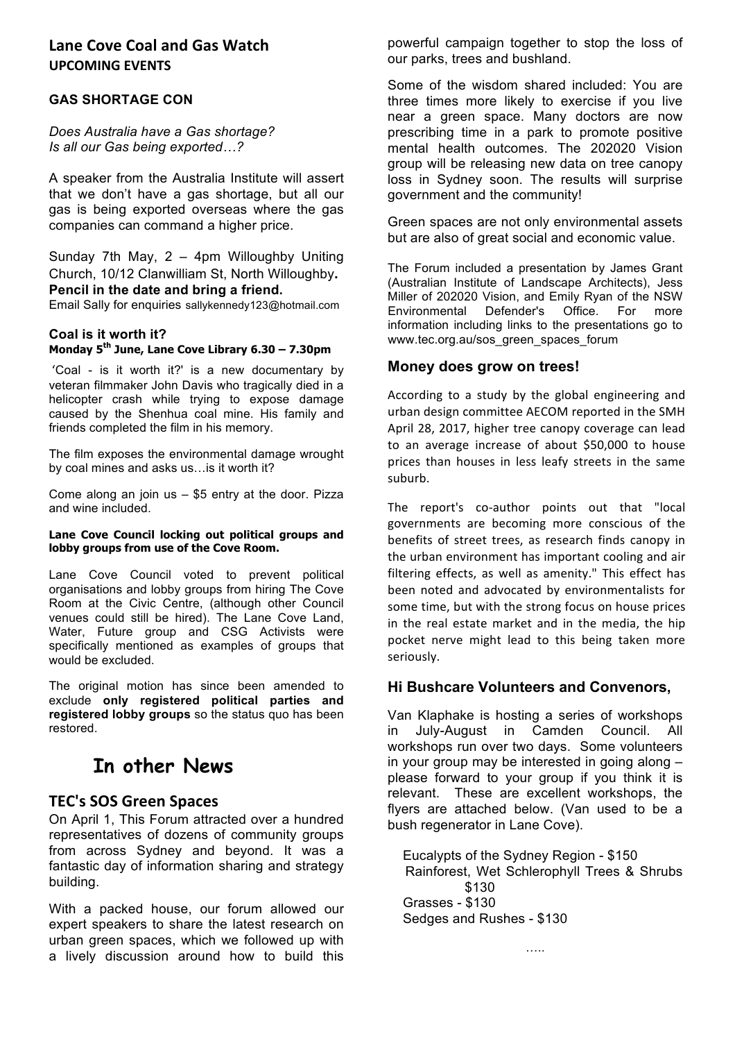## Lane Cove Coal and Gas Watch

**UPCOMING EVENTS**

### GAS SHORTAGE CON

*Does Australia have a Gas shortage?*
*Is all our Gas being exported…?*

A speaker from the Australia Institute will assert that we don't have a gas shortage, but all our gas is being exported overseas where the gas companies can command a higher price.

Sunday 7th May, 2 – 4pm Willoughby Uniting Church, 10/12 Clanwilliam St, North Willoughby**.**
**Pencil in the date and bring a friend.**
Email Sally for enquiries sallykennedy123@hotmail.com

### Coal is it worth it?

**Monday 5th June, Lane Cove Library 6.30 – 7.30pm**

'Coal - is it worth it?' is a new documentary by veteran filmmaker John Davis who tragically died in a helicopter crash while trying to expose damage caused by the Shenhua coal mine. His family and friends completed the film in his memory.

The film exposes the environmental damage wrought by coal mines and asks us…is it worth it?

Come along an join us – $5 entry at the door. Pizza and wine included.

**Lane Cove Council locking out political groups and lobby groups from use of the Cove Room.**

Lane Cove Council voted to prevent political organisations and lobby groups from hiring The Cove Room at the Civic Centre, (although other Council venues could still be hired). The Lane Cove Land, Water, Future group and CSG Activists were specifically mentioned as examples of groups that would be excluded.

The original motion has since been amended to exclude **only registered political parties and registered lobby groups** so the status quo has been restored.

# In other News

## TEC's SOS Green Spaces

On April 1, This Forum attracted over a hundred representatives of dozens of community groups from across Sydney and beyond. It was a fantastic day of information sharing and strategy building.

With a packed house, our forum allowed our expert speakers to share the latest research on urban green spaces, which we followed up with a lively discussion around how to build this powerful campaign together to stop the loss of our parks, trees and bushland.

Some of the wisdom shared included: You are three times more likely to exercise if you live near a green space. Many doctors are now prescribing time in a park to promote positive mental health outcomes. The 202020 Vision group will be releasing new data on tree canopy loss in Sydney soon. The results will surprise government and the community!

Green spaces are not only environmental assets but are also of great social and economic value.

The Forum included a presentation by James Grant (Australian Institute of Landscape Architects), Jess Miller of 202020 Vision, and Emily Ryan of the NSW Environmental Defender's Office. For more information including links to the presentations go to www.tec.org.au/sos_green_spaces_forum

## Money does grow on trees!

According to a study by the global engineering and urban design committee AECOM reported in the SMH April 28, 2017, higher tree canopy coverage can lead to an average increase of about $50,000 to house prices than houses in less leafy streets in the same suburb.

The report's co-author points out that "local governments are becoming more conscious of the benefits of street trees, as research finds canopy in the urban environment has important cooling and air filtering effects, as well as amenity." This effect has been noted and advocated by environmentalists for some time, but with the strong focus on house prices in the real estate market and in the media, the hip pocket nerve might lead to this being taken more seriously.

## Hi Bushcare Volunteers and Convenors,

Van Klaphake is hosting a series of workshops in July-August in Camden Council. All workshops run over two days. Some volunteers in your group may be interested in going along – please forward to your group if you think it is relevant. These are excellent workshops, the flyers are attached below. (Van used to be a bush regenerator in Lane Cove).

Eucalypts of the Sydney Region - $150
Rainforest, Wet Schlerophyll Trees & Shrubs $130
Grasses - $130
Sedges and Rushes - $130

…..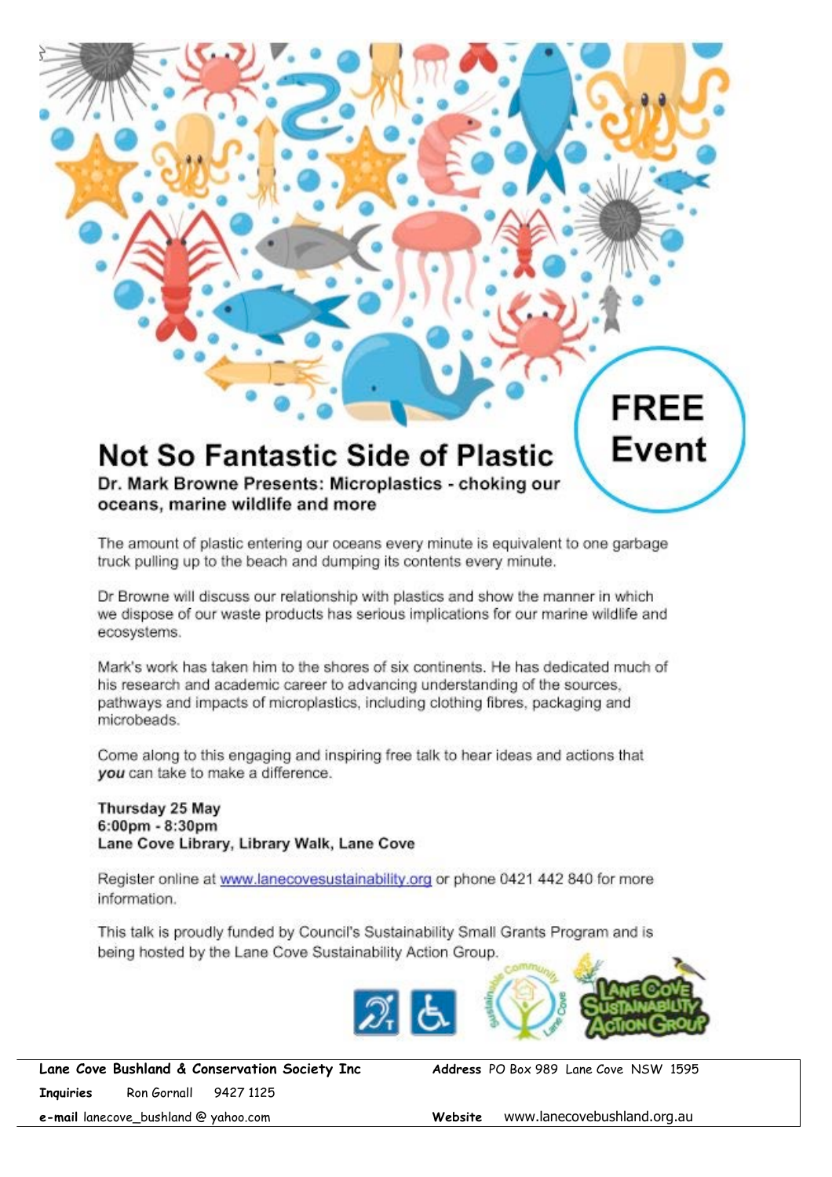**FREE Event**

# Not So Fantastic Side of Plastic

### Dr. Mark Browne Presents: Microplastics - choking our oceans, marine wildlife and more

The amount of plastic entering our oceans every minute is equivalent to one garbage truck pulling up to the beach and dumping its contents every minute.

Dr Browne will discuss our relationship with plastics and show the manner in which we dispose of our waste products has serious implications for our marine wildlife and ecosystems.

Mark's work has taken him to the shores of six continents. He has dedicated much of his research and academic career to advancing understanding of the sources, pathways and impacts of microplastics, including clothing fibres, packaging and microbeads.

Come along to this engaging and inspiring free talk to hear ideas and actions that ***you*** can take to make a difference.

**Thursday 25 May**
**6:00pm - 8:30pm**
**Lane Cove Library, Library Walk, Lane Cove**

Register online at www.lanecovesustainability.org or phone 0421 442 840 for more information.

This talk is proudly funded by Council's Sustainability Small Grants Program and is being hosted by the Lane Cove Sustainability Action Group.

---

**Lane Cove Bushland & Conservation Society Inc** **Address** PO Box 989 Lane Cove NSW 1595

**Inquiries** Ron Gornall 9427 1125

**e-mail** lanecove_bushland @ yahoo.com **Website** www.lanecovebushland.org.au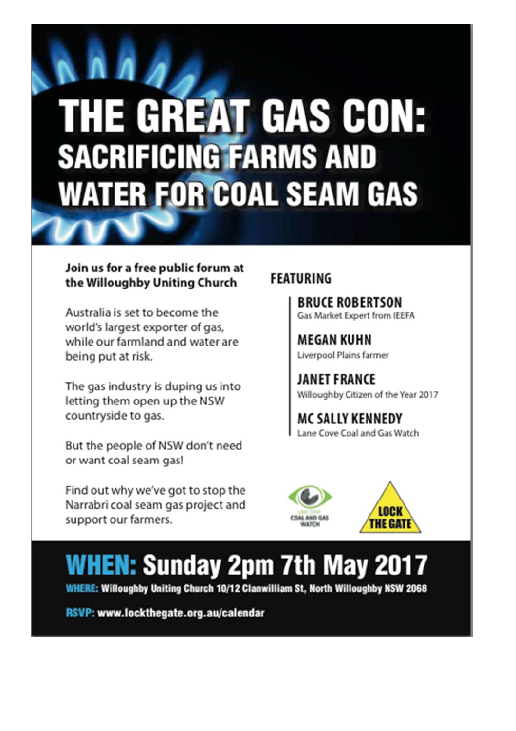# THE GREAT GAS CON: SACRIFICING FARMS AND WATER FOR COAL SEAM GAS

**Join us for a free public forum at the Willoughby Uniting Church**

Australia is set to become the world's largest exporter of gas, while our farmland and water are being put at risk.

The gas industry is duping us into letting them open up the NSW countryside to gas.

But the people of NSW don't need or want coal seam gas!

Find out why we've got to stop the Narrabri coal seam gas project and support our farmers.

## FEATURING

**BRUCE ROBERTSON**
Gas Market Expert from IEEFA

**MEGAN KUHN**
Liverpool Plains farmer

**JANET FRANCE**
Willoughby Citizen of the Year 2017

**MC SALLY KENNEDY**
Lane Cove Coal and Gas Watch

LANE COVE COAL AND GAS WATCH

LOCK THE GATE

## WHEN: Sunday 2pm 7th May 2017

**WHERE:** Willoughby Uniting Church 10/12 Clanwilliam St, North Willoughby NSW 2068

**RSVP:** www.lockthegate.org.au/calendar